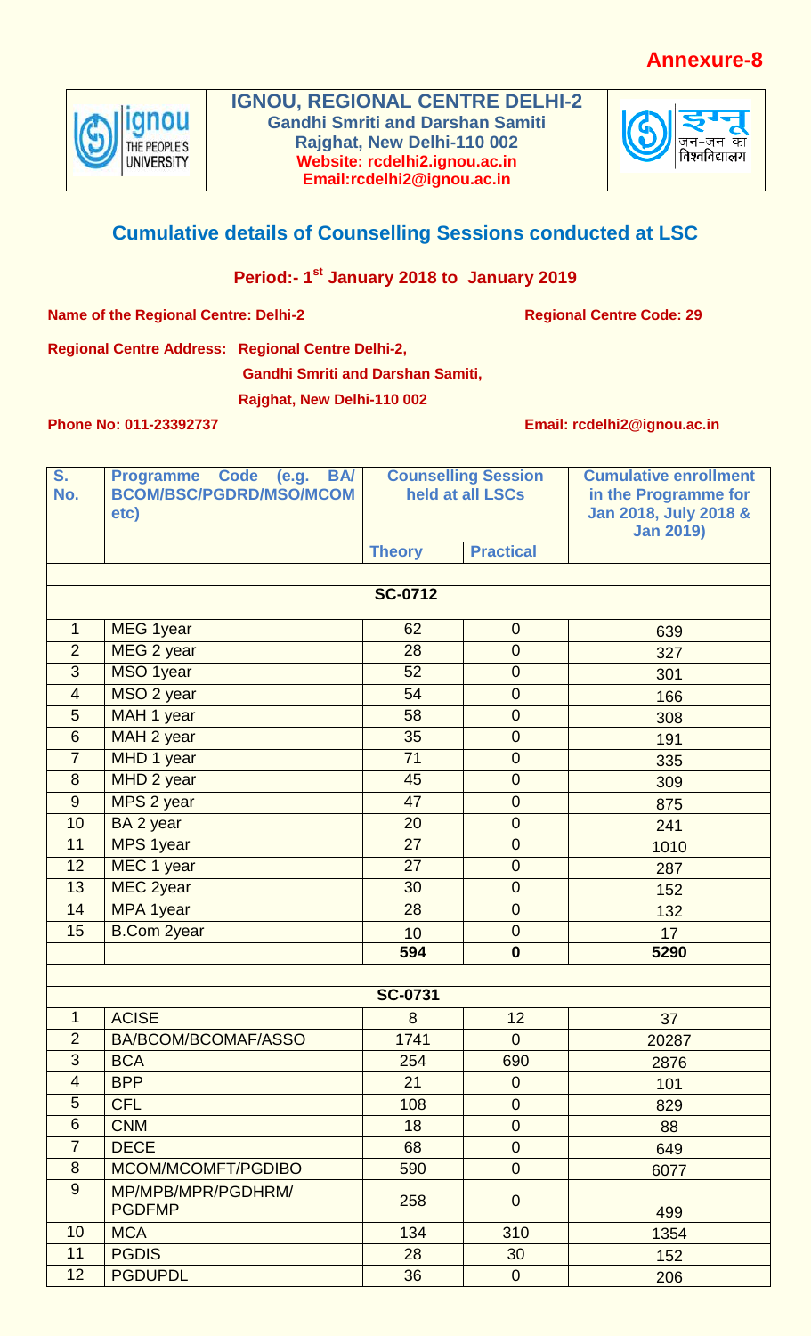**Annexure-8**

**IGNOU, REGIONAL CENTRE DELHI-2**
**Gandhi Smriti and Darshan Samiti**
**Rajghat, New Delhi-110 002**
**Website: rcdelhi2.ignou.ac.in**
**Email:rcdelhi2@ignou.ac.in**

## Cumulative details of Counselling Sessions conducted at LSC

### Period:- 1st January 2018 to January 2019

**Name of the Regional Centre: Delhi-2** **Regional Centre Code: 29**

**Regional Centre Address: Regional Centre Delhi-2,**
**Gandhi Smriti and Darshan Samiti,**
**Rajghat, New Delhi-110 002**

**Phone No: 011-23392737** **Email: rcdelhi2@ignou.ac.in**

| S. No. | Programme Code (e.g. BA/ BCOM/BSC/PGDRD/MSO/MCOM etc) | Counselling Session held at all LSCs | | Cumulative enrollment in the Programme for Jan 2018, July 2018 & Jan 2019) |
|---|---|---|---|---|
| | | Theory | Practical | |
| | | **SC-0712** | | |
| 1 | MEG 1year | 62 | 0 | 639 |
| 2 | MEG 2 year | 28 | 0 | 327 |
| 3 | MSO 1year | 52 | 0 | 301 |
| 4 | MSO 2 year | 54 | 0 | 166 |
| 5 | MAH 1 year | 58 | 0 | 308 |
| 6 | MAH 2 year | 35 | 0 | 191 |
| 7 | MHD 1 year | 71 | 0 | 335 |
| 8 | MHD 2 year | 45 | 0 | 309 |
| 9 | MPS 2 year | 47 | 0 | 875 |
| 10 | BA 2 year | 20 | 0 | 241 |
| 11 | MPS 1year | 27 | 0 | 1010 |
| 12 | MEC 1 year | 27 | 0 | 287 |
| 13 | MEC 2year | 30 | 0 | 152 |
| 14 | MPA 1year | 28 | 0 | 132 |
| 15 | B.Com 2year | 10 | 0 | 17 |
| | | **594** | **0** | **5290** |
| | | **SC-0731** | | |
| 1 | ACISE | 8 | 12 | 37 |
| 2 | BA/BCOM/BCOMAF/ASSO | 1741 | 0 | 20287 |
| 3 | BCA | 254 | 690 | 2876 |
| 4 | BPP | 21 | 0 | 101 |
| 5 | CFL | 108 | 0 | 829 |
| 6 | CNM | 18 | 0 | 88 |
| 7 | DECE | 68 | 0 | 649 |
| 8 | MCOM/MCOMFT/PGDIBO | 590 | 0 | 6077 |
| 9 | MP/MPB/MPR/PGDHRM/ PGDFMP | 258 | 0 | 499 |
| 10 | MCA | 134 | 310 | 1354 |
| 11 | PGDIS | 28 | 30 | 152 |
| 12 | PGDUPDL | 36 | 0 | 206 |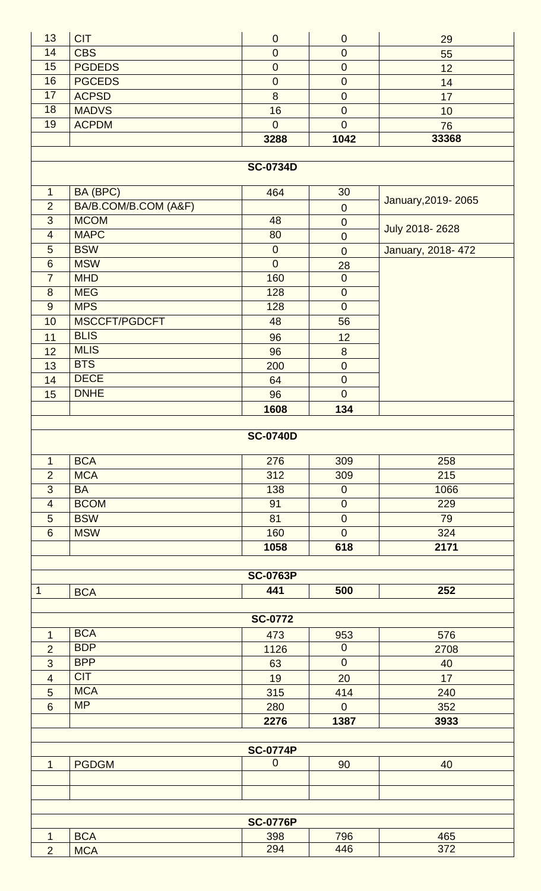| | | | | |
|---|---|---|---|---|
| 13 | CIT | 0 | 0 | 29 |
| 14 | CBS | 0 | 0 | 55 |
| 15 | PGDEDS | 0 | 0 | 12 |
| 16 | PGCEDS | 0 | 0 | 14 |
| 17 | ACPSD | 8 | 0 | 17 |
| 18 | MADVS | 16 | 0 | 10 |
| 19 | ACPDM | 0 | 0 | 76 |
| | | **3288** | **1042** | **33368** |

**SC-0734D**

| | | | | |
|---|---|---|---|---|
| 1 | BA (BPC) | 464 | 30 | January,2019- 2065 |
| 2 | BA/B.COM/B.COM (A&F) | | 0 | |
| 3 | MCOM | 48 | 0 | July 2018- 2628 |
| 4 | MAPC | 80 | 0 | |
| 5 | BSW | 0 | 0 | January, 2018- 472 |
| 6 | MSW | 0 | 28 | |
| 7 | MHD | 160 | 0 | |
| 8 | MEG | 128 | 0 | |
| 9 | MPS | 128 | 0 | |
| 10 | MSCCFT/PGDCFT | 48 | 56 | |
| 11 | BLIS | 96 | 12 | |
| 12 | MLIS | 96 | 8 | |
| 13 | BTS | 200 | 0 | |
| 14 | DECE | 64 | 0 | |
| 15 | DNHE | 96 | 0 | |
| | | **1608** | **134** | |

**SC-0740D**

| | | | | |
|---|---|---|---|---|
| 1 | BCA | 276 | 309 | 258 |
| 2 | MCA | 312 | 309 | 215 |
| 3 | BA | 138 | 0 | 1066 |
| 4 | BCOM | 91 | 0 | 229 |
| 5 | BSW | 81 | 0 | 79 |
| 6 | MSW | 160 | 0 | 324 |
| | | **1058** | **618** | **2171** |

**SC-0763P**

| | | | | |
|---|---|---|---|---|
| 1 | BCA | **441** | **500** | **252** |

**SC-0772**

| | | | | |
|---|---|---|---|---|
| 1 | BCA | 473 | 953 | 576 |
| 2 | BDP | 1126 | 0 | 2708 |
| 3 | BPP | 63 | 0 | 40 |
| 4 | CIT | 19 | 20 | 17 |
| 5 | MCA | 315 | 414 | 240 |
| 6 | MP | 280 | 0 | 352 |
| | | **2276** | **1387** | **3933** |

**SC-0774P**

| | | | | |
|---|---|---|---|---|
| 1 | PGDGM | 0 | 90 | 40 |

**SC-0776P**

| | | | | |
|---|---|---|---|---|
| 1 | BCA | 398 | 796 | 465 |
| 2 | MCA | 294 | 446 | 372 |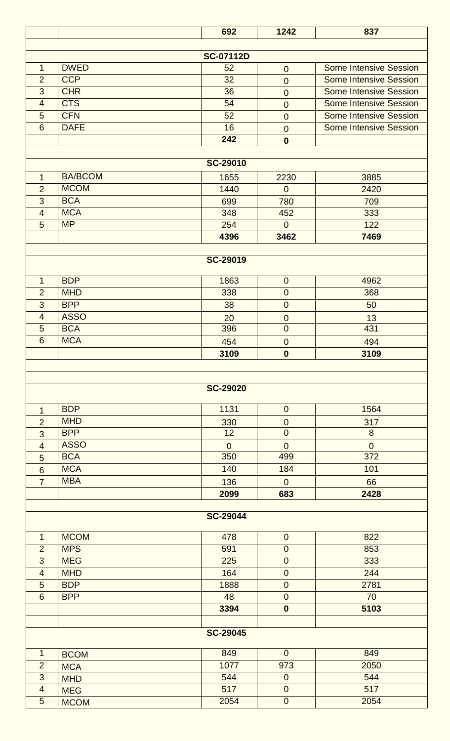| | | 692 | 1242 | 837 |
|---|---|---|---|---|
| | | | | |
| | | **SC-07112D** | | |
| 1 | DWED | 52 | 0 | Some Intensive Session |
| 2 | CCP | 32 | 0 | Some Intensive Session |
| 3 | CHR | 36 | 0 | Some Intensive Session |
| 4 | CTS | 54 | 0 | Some Intensive Session |
| 5 | CFN | 52 | 0 | Some Intensive Session |
| 6 | DAFE | 16 | 0 | Some Intensive Session |
| | | **242** | **0** | |
| | | | | |
| | | **SC-29010** | | |
| 1 | BA/BCOM | 1655 | 2230 | 3885 |
| 2 | MCOM | 1440 | 0 | 2420 |
| 3 | BCA | 699 | 780 | 709 |
| 4 | MCA | 348 | 452 | 333 |
| 5 | MP | 254 | 0 | 122 |
| | | **4396** | **3462** | **7469** |
| | | | | |
| | | **SC-29019** | | |
| 1 | BDP | 1863 | 0 | 4962 |
| 2 | MHD | 338 | 0 | 368 |
| 3 | BPP | 38 | 0 | 50 |
| 4 | ASSO | 20 | 0 | 13 |
| 5 | BCA | 396 | 0 | 431 |
| 6 | MCA | 454 | 0 | 494 |
| | | **3109** | **0** | **3109** |
| | | | | |
| | | | | |
| | | **SC-29020** | | |
| 1 | BDP | 1131 | 0 | 1564 |
| 2 | MHD | 330 | 0 | 317 |
| 3 | BPP | 12 | 0 | 8 |
| 4 | ASSO | 0 | 0 | 0 |
| 5 | BCA | 350 | 499 | 372 |
| 6 | MCA | 140 | 184 | 101 |
| 7 | MBA | 136 | 0 | 66 |
| | | **2099** | **683** | **2428** |
| | | | | |
| | | **SC-29044** | | |
| 1 | MCOM | 478 | 0 | 822 |
| 2 | MPS | 591 | 0 | 853 |
| 3 | MEG | 225 | 0 | 333 |
| 4 | MHD | 164 | 0 | 244 |
| 5 | BDP | 1888 | 0 | 2781 |
| 6 | BPP | 48 | 0 | 70 |
| | | **3394** | **0** | **5103** |
| | | | | |
| | | **SC-29045** | | |
| 1 | BCOM | 849 | 0 | 849 |
| 2 | MCA | 1077 | 973 | 2050 |
| 3 | MHD | 544 | 0 | 544 |
| 4 | MEG | 517 | 0 | 517 |
| 5 | MCOM | 2054 | 0 | 2054 |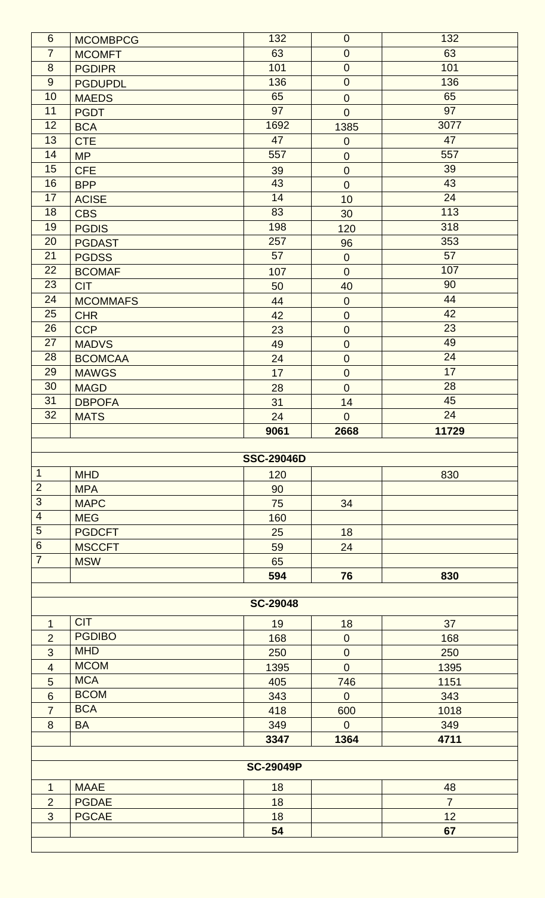| | | | | |
|---|---|---|---|---|
| 6 | MCOMBPCG | 132 | 0 | 132 |
| 7 | MCOMFT | 63 | 0 | 63 |
| 8 | PGDIPR | 101 | 0 | 101 |
| 9 | PGDUPDL | 136 | 0 | 136 |
| 10 | MAEDS | 65 | 0 | 65 |
| 11 | PGDT | 97 | 0 | 97 |
| 12 | BCA | 1692 | 1385 | 3077 |
| 13 | CTE | 47 | 0 | 47 |
| 14 | MP | 557 | 0 | 557 |
| 15 | CFE | 39 | 0 | 39 |
| 16 | BPP | 43 | 0 | 43 |
| 17 | ACISE | 14 | 10 | 24 |
| 18 | CBS | 83 | 30 | 113 |
| 19 | PGDIS | 198 | 120 | 318 |
| 20 | PGDAST | 257 | 96 | 353 |
| 21 | PGDSS | 57 | 0 | 57 |
| 22 | BCOMAF | 107 | 0 | 107 |
| 23 | CIT | 50 | 40 | 90 |
| 24 | MCOMMAFS | 44 | 0 | 44 |
| 25 | CHR | 42 | 0 | 42 |
| 26 | CCP | 23 | 0 | 23 |
| 27 | MADVS | 49 | 0 | 49 |
| 28 | BCOMCAA | 24 | 0 | 24 |
| 29 | MAWGS | 17 | 0 | 17 |
| 30 | MAGD | 28 | 0 | 28 |
| 31 | DBPOFA | 31 | 14 | 45 |
| 32 | MATS | 24 | 0 | 24 |
| | | **9061** | **2668** | **11729** |
| | | | | |
| | | **SSC-29046D** | | |
| 1 | MHD | 120 | | 830 |
| 2 | MPA | 90 | | |
| 3 | MAPC | 75 | 34 | |
| 4 | MEG | 160 | | |
| 5 | PGDCFT | 25 | 18 | |
| 6 | MSCCFT | 59 | 24 | |
| 7 | MSW | 65 | | |
| | | **594** | **76** | **830** |
| | | | | |
| | | **SC-29048** | | |
| 1 | CIT | 19 | 18 | 37 |
| 2 | PGDIBO | 168 | 0 | 168 |
| 3 | MHD | 250 | 0 | 250 |
| 4 | MCOM | 1395 | 0 | 1395 |
| 5 | MCA | 405 | 746 | 1151 |
| 6 | BCOM | 343 | 0 | 343 |
| 7 | BCA | 418 | 600 | 1018 |
| 8 | BA | 349 | 0 | 349 |
| | | **3347** | **1364** | **4711** |
| | | | | |
| | | **SC-29049P** | | |
| 1 | MAAE | 18 | | 48 |
| 2 | PGDAE | 18 | | 7 |
| 3 | PGCAE | 18 | | 12 |
| | | **54** | | **67** |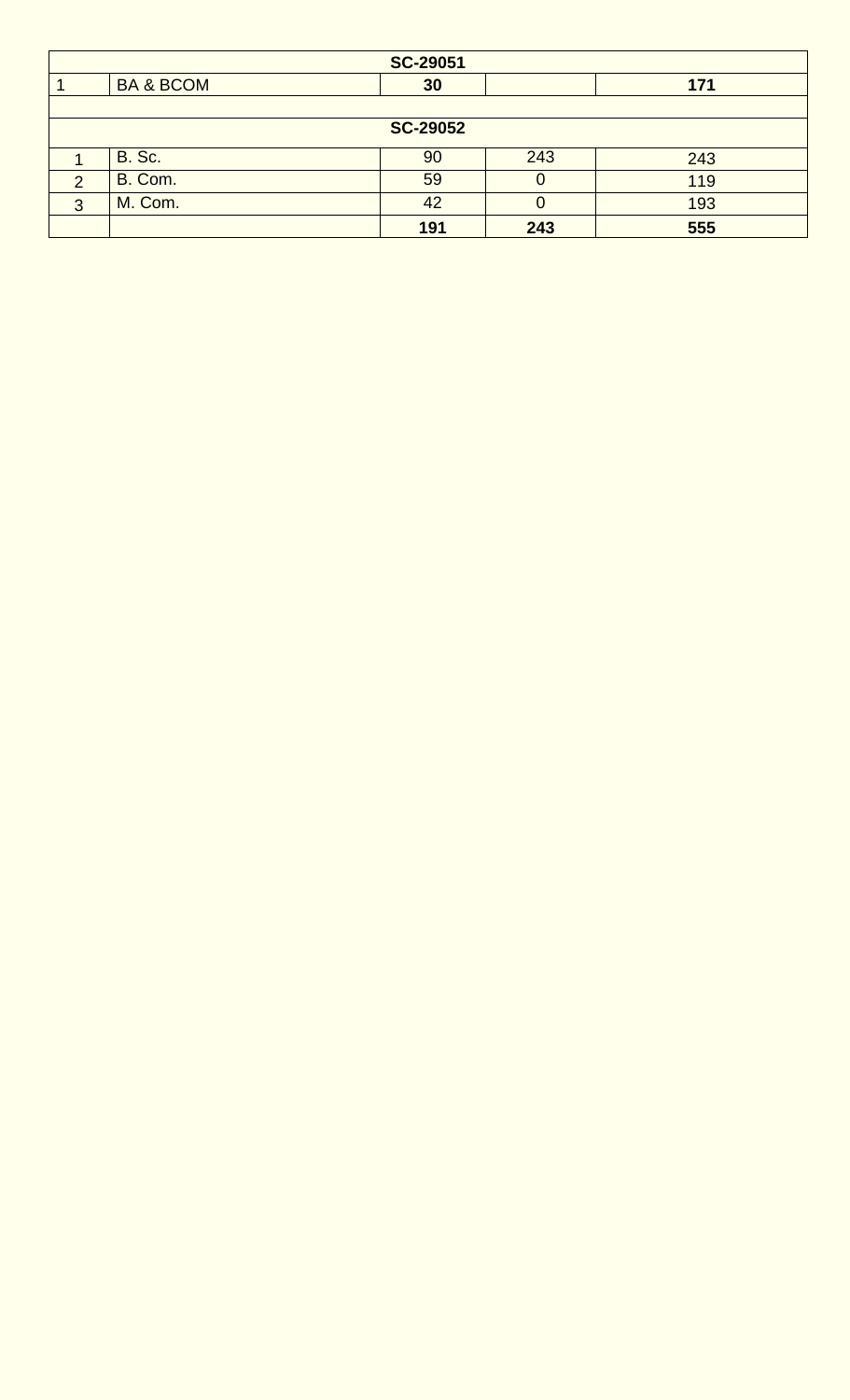| | | | | |
|---|---|---|---|---|
| SC-29051 | | | | |
| 1 | BA & BCOM | **30** | | **171** |
| | | | | |
| SC-29052 | | | | |
| 1 | B. Sc. | 90 | 243 | 243 |
| 2 | B. Com. | 59 | 0 | 119 |
| 3 | M. Com. | 42 | 0 | 193 |
| | | **191** | **243** | **555** |